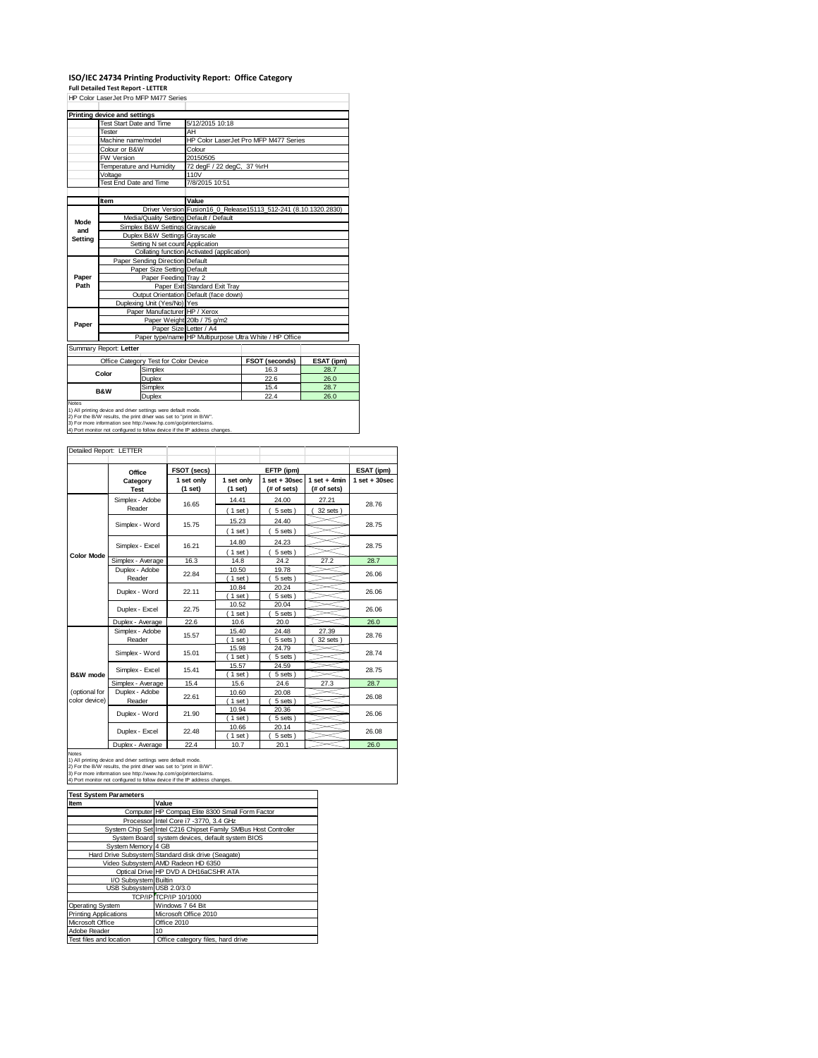# ISO/IEC 24734 Printing Productivity Report: Office Category

**Full Detailed Test Report - LETTER**

HP Color LaserJet Pro MFP M477 Series

| Printing device and settings | |
|---|---|
| Test Start Date and Time | 5/12/2015 10:18 |
| Tester | AH |
| Machine name/model | HP Color LaserJet Pro MFP M477 Series |
| Colour or B&W | Colour |
| FW Version | 20150505 |
| Temperature and Humidity | 72 degF / 22 degC, 37 %rH |
| Voltage | 110V |
| Test End Date and Time | 7/8/2015 10:51 |

| | Item | Value |
|---|---|---|
| Mode and Setting | Driver Version | Fusion16_0_Release15113_512-241 (8.10.1320.2830) |
| | Media/Quality Setting | Default / Default |
| | Simplex B&W Settings | Grayscale |
| | Duplex B&W Settings | Grayscale |
| | Setting N set count | Application |
| | Collating function | Activated (application) |
| Paper Path | Paper Sending Direction | Default |
| | Paper Size Setting | Default |
| | Paper Feeding | Tray 2 |
| | Paper Exit | Standard Exit Tray |
| | Output Orientation | Default (face down) |
| | Duplexing Unit (Yes/No) | Yes |
| Paper | Paper Manufacturer | HP / Xerox |
| | Paper Weight | 20lb / 75 g/m2 |
| | Paper Size | Letter / A4 |
| | Paper type/name | HP Multipurpose Ultra White / HP Office |

Summary Report: **Letter**

| Office Category Test for Color Device | | FSOT (seconds) | ESAT (ipm) |
|---|---|---|---|
| Color | Simplex | 16.3 | 28.7 |
| | Duplex | 22.6 | 26.0 |
| B&W | Simplex | 15.4 | 28.7 |
| | Duplex | 22.4 | 26.0 |

Notes
1) All printing device and driver settings were default mode.
2) For the B/W results, the print driver was set to "print in B/W".
3) For more information see http://www.hp.com/go/printerclaims.
4) Port monitor not configured to follow device if the IP address changes.

Detailed Report: LETTER

| | Office Category Test | FSOT (secs) 1 set only (1 set) | EFTP (ipm) 1 set only (1 set) | 1 set + 30sec (# of sets) | 1 set + 4min (# of sets) | ESAT (ipm) 1 set + 30sec |
|---|---|---|---|---|---|---|
| Color Mode | Simplex - Adobe Reader | 16.65 | 14.41 (1 set) | 24.00 (5 sets) | 27.21 (32 sets) | 28.76 |
| | Simplex - Word | 15.75 | 15.23 (1 set) | 24.40 (5 sets) | | 28.75 |
| | Simplex - Excel | 16.21 | 14.80 (1 set) | 24.23 (5 sets) | | 28.75 |
| | Simplex - Average | 16.3 | 14.8 | 24.2 | 27.2 | 28.7 |
| | Duplex - Adobe Reader | 22.84 | 10.50 (1 set) | 19.78 (5 sets) | | 26.06 |
| | Duplex - Word | 22.11 | 10.84 (1 set) | 20.24 (5 sets) | | 26.06 |
| | Duplex - Excel | 22.75 | 10.52 (1 set) | 20.04 (5 sets) | | 26.06 |
| | Duplex - Average | 22.6 | 10.6 | 20.0 | | 26.0 |
| B&W mode (optional for color device) | Simplex - Adobe Reader | 15.57 | 15.40 (1 set) | 24.48 (5 sets) | 27.39 (32 sets) | 28.76 |
| | Simplex - Word | 15.01 | 15.98 (1 set) | 24.79 (5 sets) | | 28.74 |
| | Simplex - Excel | 15.41 | 15.57 (1 set) | 24.59 (5 sets) | | 28.75 |
| | Simplex - Average | 15.4 | 15.6 | 24.6 | 27.3 | 28.7 |
| | Duplex - Adobe Reader | 22.61 | 10.60 (1 set) | 20.08 (5 sets) | | 26.08 |
| | Duplex - Word | 21.90 | 10.94 (1 set) | 20.36 (5 sets) | | 26.06 |
| | Duplex - Excel | 22.48 | 10.66 (1 set) | 20.14 (5 sets) | | 26.08 |
| | Duplex - Average | 22.4 | 10.7 | 20.1 | | 26.0 |

Notes
1) All printing device and driver settings were default mode.
2) For the B/W results, the print driver was set to "print in B/W".
3) For more information see http://www.hp.com/go/printerclaims.
4) Port monitor not configured to follow device if the IP address changes.

| Test System Parameters | |
|---|---|
| **Item** | **Value** |
| Computer | HP Compaq Elite 8300 Small Form Factor |
| Processor | Intel Core i7 -3770, 3.4 GHz |
| System Chip Set | Intel C216 Chipset Family SMBus Host Controller |
| System Board | system devices, default system BIOS |
| System Memory | 4 GB |
| Hard Drive Subsystem | Standard disk drive (Seagate) |
| Video Subsystem | AMD Radeon HD 6350 |
| Optical Drive | HP DVD A DH16aCSHR ATA |
| I/O Subsystem | Builtin |
| USB Subsystem | USB 2.0/3.0 |
| TCP/IP | TCP/IP 10/1000 |
| Operating System | Windows 7 64 Bit |
| Printing Applications | Microsoft Office 2010 |
| Microsoft Office | Office 2010 |
| Adobe Reader | 10 |
| Test files and location | Office category files, hard drive |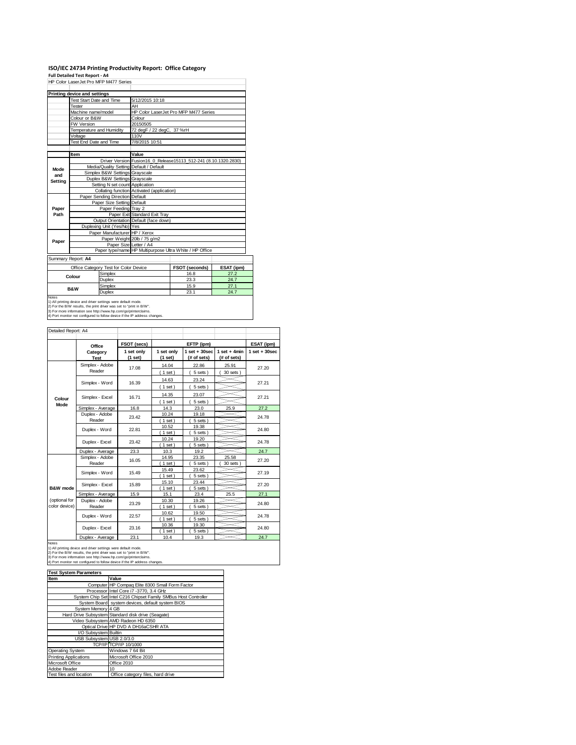# ISO/IEC 24734 Printing Productivity Report: Office Category

**Full Detailed Test Report - A4**

HP Color LaserJet Pro MFP M477 Series

| Printing device and settings | |
|---|---|
| Test Start Date and Time | 5/12/2015 10:18 |
| Tester | AH |
| Machine name/model | HP Color LaserJet Pro MFP M477 Series |
| Colour or B&W | Colour |
| FW Version | 20150505 |
| Temperature and Humidity | 72 degF / 22 degC, 37 %rH |
| Voltage | 110V |
| Test End Date and Time | 7/8/2015 10:51 |

| | Item | Value |
|---|---|---|
| Mode and Setting | Driver Version | Fusion16_0_Release15113_512-241 (8.10.1320.2830) |
| | Media/Quality Setting | Default / Default |
| | Simplex B&W Settings | Grayscale |
| | Duplex B&W Settings | Grayscale |
| | Setting N set count | Application |
| | Collating function | Activated (application) |
| Paper Path | Paper Sending Direction | Default |
| | Paper Size Setting | Default |
| | Paper Feeding | Tray 2 |
| | Paper Exit | Standard Exit Tray |
| | Output Orientation | Default (face down) |
| | Duplexing Unit (Yes/No) | Yes |
| Paper | Paper Manufacturer | HP / Xerox |
| | Paper Weight | 20lb / 75 g/m2 |
| | Paper Size | Letter / A4 |
| | Paper type/name | HP Multipurpose Ultra White / HP Office |

Summary Report: **A4**

| Office Category Test for Color Device | | FSOT (seconds) | ESAT (ipm) |
|---|---|---|---|
| Colour | Simplex | 16.8 | 27.2 |
| | Duplex | 23.3 | 24.7 |
| B&W | Simplex | 15.9 | 27.1 |
| | Duplex | 23.1 | 24.7 |

Notes
1) All printing device and driver settings were default mode.
2) For the B/W results, the print driver was set to "print in B/W".
3) For more information see http://www.hp.com/go/printerclaims.
4) Port monitor not configured to follow device if the IP address changes.

Detailed Report: A4

| | Office Category Test | FSOT (secs) 1 set only (1 set) | EFTP (ipm) 1 set only (1 set) | EFTP (ipm) 1 set + 30sec (# of sets) | EFTP (ipm) 1 set + 4min (# of sets) | ESAT (ipm) 1 set + 30sec |
|---|---|---|---|---|---|---|
| Colour Mode | Simplex - Adobe Reader | 17.08 | 14.04 (1 set) | 22.86 (5 sets) | 25.91 (30 sets) | 27.20 |
| | Simplex - Word | 16.39 | 14.63 (1 set) | 23.24 (5 sets) | | 27.21 |
| | Simplex - Excel | 16.71 | 14.35 (1 set) | 23.07 (5 sets) | | 27.21 |
| | Simplex - Average | 16.8 | 14.3 | 23.0 | 25.9 | 27.2 |
| | Duplex - Adobe Reader | 23.42 | 10.24 (1 set) | 19.18 (5 sets) | | 24.78 |
| | Duplex - Word | 22.81 | 10.52 (1 set) | 19.38 (5 sets) | | 24.80 |
| | Duplex - Excel | 23.42 | 10.24 (1 set) | 19.20 (5 sets) | | 24.78 |
| | Duplex - Average | 23.3 | 10.3 | 19.2 | | 24.7 |
| B&W mode (optional for color device) | Simplex - Adobe Reader | 16.05 | 14.95 (1 set) | 23.35 (5 sets) | 25.58 (30 sets) | 27.20 |
| | Simplex - Word | 15.49 | 15.49 (1 set) | 23.62 (5 sets) | | 27.19 |
| | Simplex - Excel | 15.89 | 15.10 (1 set) | 23.44 (5 sets) | | 27.20 |
| | Simplex - Average | 15.9 | 15.1 | 23.4 | 25.5 | 27.1 |
| | Duplex - Adobe Reader | 23.29 | 10.30 (1 set) | 19.26 (5 sets) | | 24.80 |
| | Duplex - Word | 22.57 | 10.62 (1 set) | 19.50 (5 sets) | | 24.78 |
| | Duplex - Excel | 23.16 | 10.36 (1 set) | 19.30 (5 sets) | | 24.80 |
| | Duplex - Average | 23.1 | 10.4 | 19.3 | | 24.7 |

Notes
1) All printing device and driver settings were default mode.
2) For the B/W results, the print driver was set to "print in B/W".
3) For more information see http://www.hp.com/go/printerclaims.
4) Port monitor not configured to follow device if the IP address changes.

| Test System Parameters | |
|---|---|
| **Item** | **Value** |
| Computer | HP Compaq Elite 8300 Small Form Factor |
| Processor | Intel Core i7 -3770, 3.4 GHz |
| System Chip Set | Intel C216 Chipset Family SMBus Host Controller |
| System Board | system devices, default system BIOS |
| System Memory | 4 GB |
| Hard Drive Subsystem | Standard disk drive (Seagate) |
| Video Subsystem | AMD Radeon HD 6350 |
| Optical Drive | HP DVD A DH16aCSHR ATA |
| I/O Subsystem | Builtin |
| USB Subsystem | USB 2.0/3.0 |
| TCP/IP | TCP/IP 10/1000 |
| Operating System | Windows 7 64 Bit |
| Printing Applications | Microsoft Office 2010 |
| Microsoft Office | Office 2010 |
| Adobe Reader | 10 |
| Test files and location | Office category files, hard drive |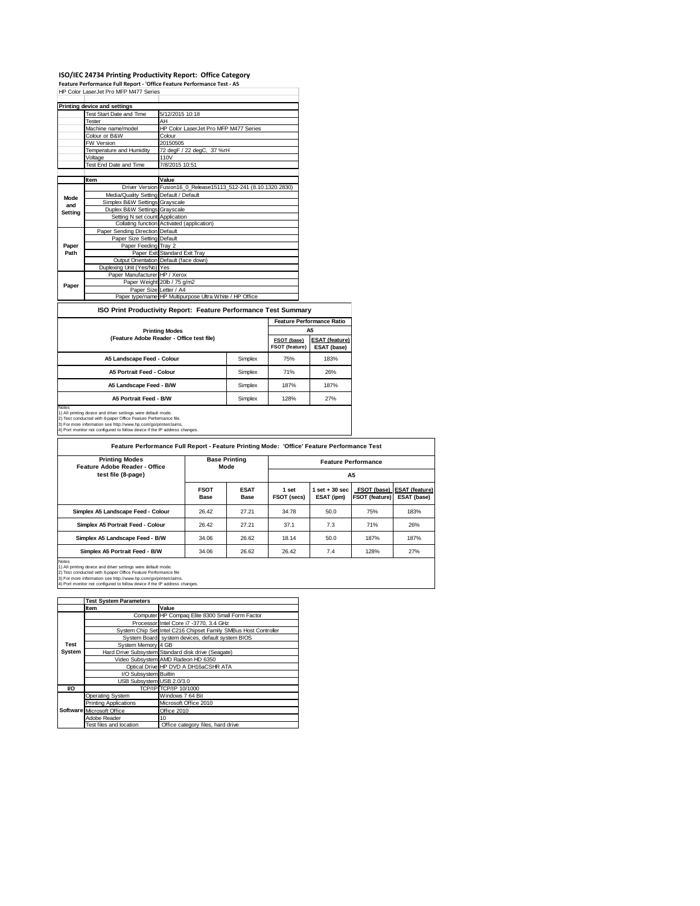# ISO/IEC 24734 Printing Productivity Report: Office Category

**Feature Performance Full Report - 'Office Feature Performance Test - A5**

HP Color LaserJet Pro MFP M477 Series

| Printing device and settings | | |
|---|---|---|
| | Test Start Date and Time | 5/12/2015 10:18 |
| | Tester | AH |
| | Machine name/model | HP Color LaserJet Pro MFP M477 Series |
| | Colour or B&W | Colour |
| | FW Version | 20150505 |
| | Temperature and Humidity | 72 degF / 22 degC, 37 %rH |
| | Voltage | 110V |
| | Test End Date and Time | 7/8/2015 10:51 |

| | Item | Value |
|---|---|---|
| Mode and Setting | Driver Version | Fusion16_0_Release15113_512-241 (8.10.1320.2830) |
| | Media/Quality Setting | Default / Default |
| | Simplex B&W Settings | Grayscale |
| | Duplex B&W Settings | Grayscale |
| | Setting N set count | Application |
| | Collating function | Activated (application) |
| Paper Path | Paper Sending Direction | Default |
| | Paper Size Setting | Default |
| | Paper Feeding | Tray 2 |
| | Paper Exit | Standard Exit Tray |
| | Output Orientation | Default (face down) |
| | Duplexing Unit (Yes/No) | Yes |
| Paper | Paper Manufacturer | HP / Xerox |
| | Paper Weight | 20lb / 75 g/m2 |
| | Paper Size | Letter / A4 |
| | Paper type/name | HP Multipurpose Ultra White / HP Office |

## ISO Print Productivity Report: Feature Performance Test Summary

| Printing Modes (Feature Adobe Reader - Office test file) | | Feature Performance Ratio A5 FSOT (base) / FSOT (feature) | ESAT (feature) / ESAT (base) |
|---|---|---|---|
| A5 Landscape Feed - Colour | Simplex | 75% | 183% |
| A5 Portrait Feed - Colour | Simplex | 71% | 26% |
| A5 Landscape Feed - B/W | Simplex | 187% | 187% |
| A5 Portrait Feed - B/W | Simplex | 128% | 27% |

Notes
1) All printing device and driver settings were default mode.
2) Test conducted with 8-paper Office Feature Performance file.
3) For more information see http://www.hp.com/go/printerclaims.
4) Port monitor not configured to follow device if the IP address changes.

## Feature Performance Full Report - Feature Printing Mode: 'Office' Feature Performance Test

| Printing Modes Feature Adobe Reader - Office test file (8-page) | Base Printing Mode | | Feature Performance A5 | | | |
|---|---|---|---|---|---|---|
| | FSOT Base | ESAT Base | 1 set FSOT (secs) | 1 set + 30 sec ESAT (ipm) | FSOT (base) / FSOT (feature) | ESAT (feature) / ESAT (base) |
| Simplex A5 Landscape Feed - Colour | 26.42 | 27.21 | 34.78 | 50.0 | 75% | 183% |
| Simplex A5 Portrait Feed - Colour | 26.42 | 27.21 | 37.1 | 7.3 | 71% | 26% |
| Simplex A5 Landscape Feed - B/W | 34.06 | 26.62 | 18.14 | 50.0 | 187% | 187% |
| Simplex A5 Portrait Feed - B/W | 34.06 | 26.62 | 26.42 | 7.4 | 128% | 27% |

Notes
1) All printing device and driver settings were default mode.
2) Test conducted with 8-paper Office Feature Performance file
3) For more information see http://www.hp.com/go/printerclaims.
4) Port monitor not configured to follow device if the IP address changes.

| | Test System Parameters | |
|---|---|---|
| | Item | Value |
| Test System | Computer | HP Compaq Elite 8300 Small Form Factor |
| | Processor | Intel Core i7 -3770, 3.4 GHz |
| | System Chip Set | Intel C216 Chipset Family SMBus Host Controller |
| | System Board | system devices, default system BIOS |
| | System Memory | 4 GB |
| | Hard Drive Subsystem | Standard disk drive (Seagate) |
| | Video Subsystem | AMD Radeon HD 6350 |
| | Optical Drive | HP DVD A DH16aCSHR ATA |
| | I/O Subsystem | Builtin |
| | USB Subsystem | USB 2.0/3.0 |
| I/O | TCP/IP | TCP/IP 10/1000 |
| Software | Operating System | Windows 7 64 Bit |
| | Printing Applications | Microsoft Office 2010 |
| | Microsoft Office | Office 2010 |
| | Adobe Reader | 10 |
| | Test files and location | Office category files, hard drive |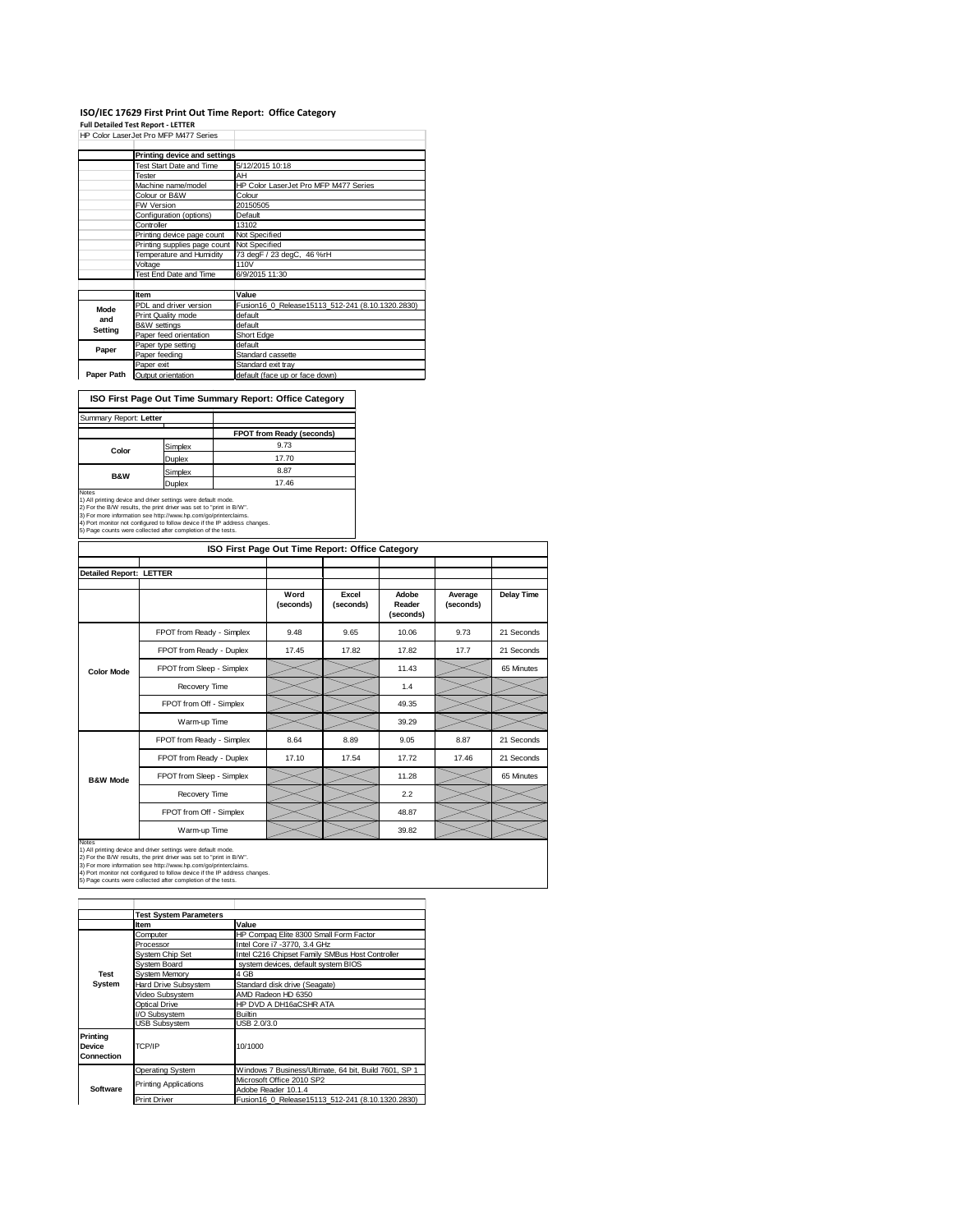# ISO/IEC 17629 First Print Out Time Report: Office Category

**Full Detailed Test Report - LETTER**

HP Color LaserJet Pro MFP M477 Series

| | Printing device and settings | |
|---|---|---|
| | Test Start Date and Time | 5/12/2015 10:18 |
| | Tester | AH |
| | Machine name/model | HP Color LaserJet Pro MFP M477 Series |
| | Colour or B&W | Colour |
| | FW Version | 20150505 |
| | Configuration (options) | Default |
| | Controller | 13102 |
| | Printing device page count | Not Specified |
| | Printing supplies page count | Not Specified |
| | Temperature and Humidity | 73 degF / 23 degC, 46 %rH |
| | Voltage | 110V |
| | Test End Date and Time | 6/9/2015 11:30 |

| | Item | Value |
|---|---|---|
| Mode and Setting | PDL and driver version | Fusion16_0_Release15113_512-241 (8.10.1320.2830) |
| | Print Quality mode | default |
| | B&W settings | default |
| | Paper feed orientation | Short Edge |
| Paper | Paper type setting | default |
| | Paper feeding | Standard cassette |
| | Paper exit | Standard exit tray |
| Paper Path | Output orientation | default (face up or face down) |

## ISO First Page Out Time Summary Report: Office Category

Summary Report: **Letter**

| | | FPOT from Ready (seconds) |
|---|---|---|
| Color | Simplex | 9.73 |
| | Duplex | 17.70 |
| B&W | Simplex | 8.87 |
| | Duplex | 17.46 |

Notes
1) All printing device and driver settings were default mode.
2) For the B/W results, the print driver was set to "print in B/W".
3) For more information see http://www.hp.com/go/printerclaims.
4) Port monitor not configured to follow device if the IP address changes.
5) Page counts were collected after completion of the tests.

## ISO First Page Out Time Report: Office Category

**Detailed Report: LETTER**

| | | Word (seconds) | Excel (seconds) | Adobe Reader (seconds) | Average (seconds) | Delay Time |
|---|---|---|---|---|---|---|
| Color Mode | FPOT from Ready - Simplex | 9.48 | 9.65 | 10.06 | 9.73 | 21 Seconds |
| | FPOT from Ready - Duplex | 17.45 | 17.82 | 17.82 | 17.7 | 21 Seconds |
| | FPOT from Sleep - Simplex | | | 11.43 | | 65 Minutes |
| | Recovery Time | | | 1.4 | | |
| | FPOT from Off - Simplex | | | 49.35 | | |
| | Warm-up Time | | | 39.29 | | |
| B&W Mode | FPOT from Ready - Simplex | 8.64 | 8.89 | 9.05 | 8.87 | 21 Seconds |
| | FPOT from Ready - Duplex | 17.10 | 17.54 | 17.72 | 17.46 | 21 Seconds |
| | FPOT from Sleep - Simplex | | | 11.28 | | 65 Minutes |
| | Recovery Time | | | 2.2 | | |
| | FPOT from Off - Simplex | | | 48.87 | | |
| | Warm-up Time | | | 39.82 | | |

Notes
1) All printing device and driver settings were default mode.
2) For the B/W results, the print driver was set to "print in B/W".
3) For more information see http://www.hp.com/go/printerclaims.
4) Port monitor not configured to follow device if the IP address changes.
5) Page counts were collected after completion of the tests.

| | Test System Parameters | |
|---|---|---|
| | Item | Value |
| Test System | Computer | HP Compaq Elite 8300 Small Form Factor |
| | Processor | Intel Core i7 -3770, 3.4 GHz |
| | System Chip Set | Intel C216 Chipset Family SMBus Host Controller |
| | System Board | system devices, default system BIOS |
| | System Memory | 4 GB |
| | Hard Drive Subsystem | Standard disk drive (Seagate) |
| | Video Subsystem | AMD Radeon HD 6350 |
| | Optical Drive | HP DVD A DH16aCSHR ATA |
| | I/O Subsystem | Builtin |
| | USB Subsystem | USB 2.0/3.0 |
| Printing Device Connection | TCP/IP | 10/1000 |
| Software | Operating System | Windows 7 Business/Ultimate, 64 bit, Build 7601, SP 1 |
| | Printing Applications | Microsoft Office 2010 SP2 |
| | | Adobe Reader 10.1.4 |
| | Print Driver | Fusion16_0_Release15113_512-241 (8.10.1320.2830) |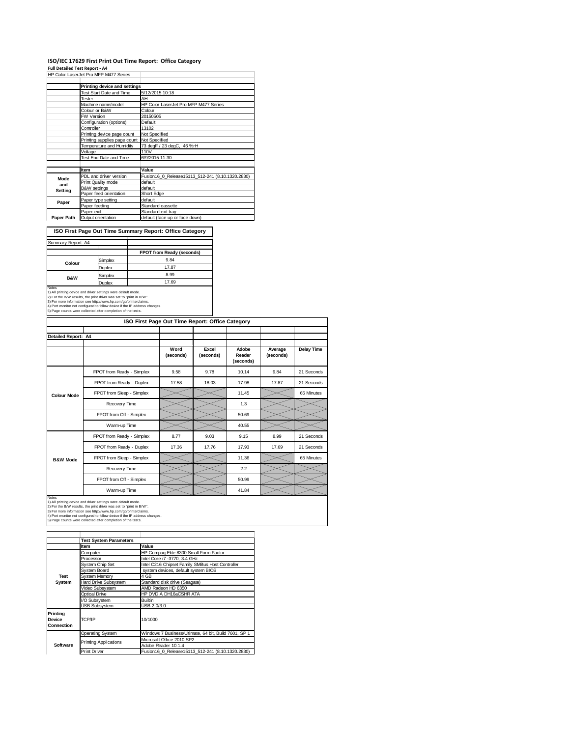# ISO/IEC 17629 First Print Out Time Report: Office Category

**Full Detailed Test Report - A4**

HP Color LaserJet Pro MFP M477 Series

| | Printing device and settings | |
|---|---|---|
| | Test Start Date and Time | 5/12/2015 10:18 |
| | Tester | AH |
| | Machine name/model | HP Color LaserJet Pro MFP M477 Series |
| | Colour or B&W | Colour |
| | FW Version | 20150505 |
| | Configuration (options) | Default |
| | Controller | 13102 |
| | Printing device page count | Not Specified |
| | Printing supplies page count | Not Specified |
| | Temperature and Humidity | 73 degF / 23 degC, 46 %rH |
| | Voltage | 110V |
| | Test End Date and Time | 6/9/2015 11:30 |

| | Item | Value |
|---|---|---|
| Mode and Setting | PDL and driver version | Fusion16_0_Release15113_512-241 (8.10.1320.2830) |
| | Print Quality mode | default |
| | B&W settings | default |
| | Paper feed orientation | Short Edge |
| Paper | Paper type setting | default |
| | Paper feeding | Standard cassette |
| Paper Path | Paper exit | Standard exit tray |
| | Output orientation | default (face up or face down) |

## ISO First Page Out Time Summary Report: Office Category

Summary Report: A4

| | | FPOT from Ready (seconds) |
|---|---|---|
| Colour | Simplex | 9.84 |
| | Duplex | 17.87 |
| B&W | Simplex | 8.99 |
| | Duplex | 17.69 |

Notes
1) All printing device and driver settings were default mode.
2) For the B/W results, the print driver was set to "print in B/W".
3) For more information see http://www.hp.com/go/printerclaims.
4) Port monitor not configured to follow device if the IP address changes.
5) Page counts were collected after completion of the tests.

## ISO First Page Out Time Report: Office Category

Detailed Report: A4

| | | Word (seconds) | Excel (seconds) | Adobe Reader (seconds) | Average (seconds) | Delay Time |
|---|---|---|---|---|---|---|
| Colour Mode | FPOT from Ready - Simplex | 9.58 | 9.78 | 10.14 | 9.84 | 21 Seconds |
| | FPOT from Ready - Duplex | 17.58 | 18.03 | 17.98 | 17.87 | 21 Seconds |
| | FPOT from Sleep - Simplex | | | 11.45 | | 65 Minutes |
| | Recovery Time | | | 1.3 | | |
| | FPOT from Off - Simplex | | | 50.69 | | |
| | Warm-up Time | | | 40.55 | | |
| B&W Mode | FPOT from Ready - Simplex | 8.77 | 9.03 | 9.15 | 8.99 | 21 Seconds |
| | FPOT from Ready - Duplex | 17.36 | 17.76 | 17.93 | 17.69 | 21 Seconds |
| | FPOT from Sleep - Simplex | | | 11.36 | | 65 Minutes |
| | Recovery Time | | | 2.2 | | |
| | FPOT from Off - Simplex | | | 50.99 | | |
| | Warm-up Time | | | 41.84 | | |

Notes
1) All printing device and driver settings were default mode.
2) For the B/W results, the print driver was set to "print in B/W".
3) For more information see http://www.hp.com/go/printerclaims.
4) Port monitor not configured to follow device if the IP address changes.
5) Page counts were collected after completion of the tests.

| | Test System Parameters | |
|---|---|---|
| | Item | Value |
| Test System | Computer | HP Compaq Elite 8300 Small Form Factor |
| | Processor | Intel Core i7 -3770, 3.4 GHz |
| | System Chip Set | Intel C216 Chipset Family SMBus Host Controller |
| | System Board | system devices, default system BIOS |
| | System Memory | 4 GB |
| | Hard Drive Subsystem | Standard disk drive (Seagate) |
| | Video Subsystem | AMD Radeon HD 6350 |
| | Optical Drive | HP DVD A DH16aCSHR ATA |
| | I/O Subsystem | Builtin |
| | USB Subsystem | USB 2.0/3.0 |
| Printing Device Connection | TCP/IP | 10/1000 |
| Software | Operating System | Windows 7 Business/Ultimate, 64 bit, Build 7601, SP 1 |
| | Printing Applications | Microsoft Office 2010 SP2 |
| | | Adobe Reader 10.1.4 |
| | Print Driver | Fusion16_0_Release15113_512-241 (8.10.1320.2830) |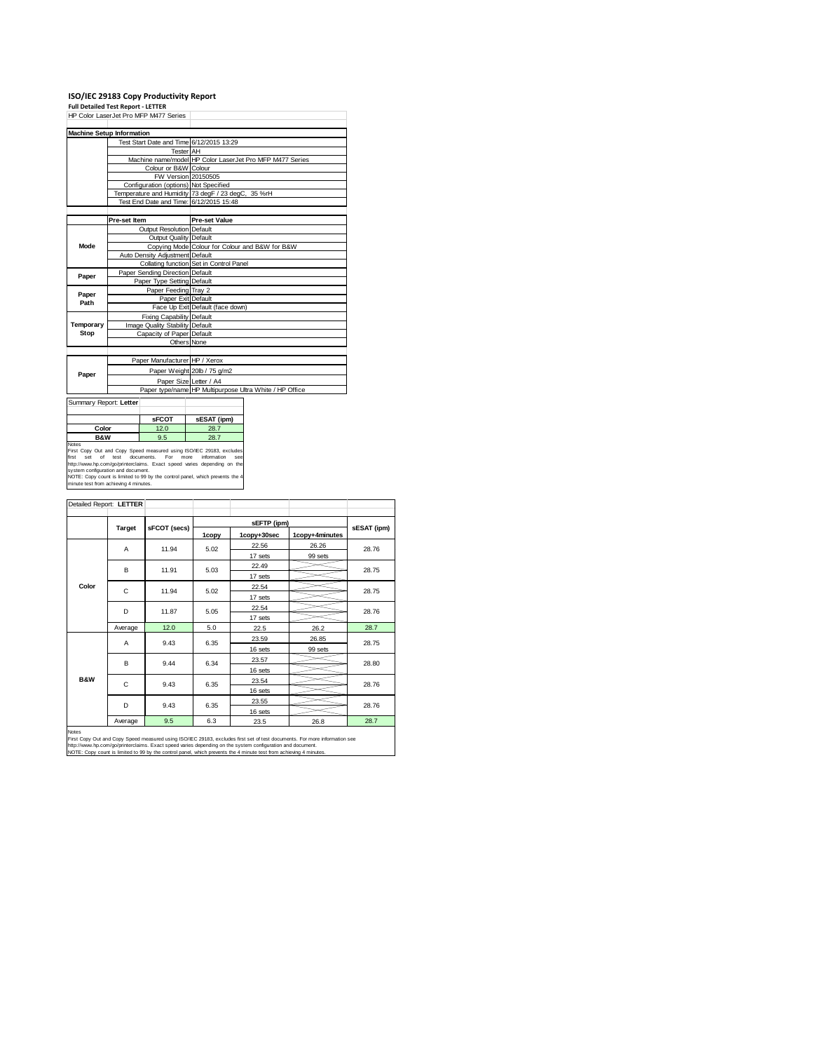# ISO/IEC 29183 Copy Productivity Report

**Full Detailed Test Report - LETTER**

HP Color LaserJet Pro MFP M477 Series

| Machine Setup Information | | |
|---|---|---|
| | Test Start Date and Time | 6/12/2015 13:29 |
| | Tester | AH |
| | Machine name/model | HP Color LaserJet Pro MFP M477 Series |
| | Colour or B&W | Colour |
| | FW Version | 20150505 |
| | Configuration (options) | Not Specified |
| | Temperature and Humidity | 73 degF / 23 degC, 35 %rH |
| | Test End Date and Time: | 6/12/2015 15:48 |

| | Pre-set Item | Pre-set Value |
|---|---|---|
| Mode | Output Resolution | Default |
| | Output Quality | Default |
| | Copying Mode | Colour for Colour and B&W for B&W |
| | Auto Density Adjustment | Default |
| | Collating function | Set in Control Panel |
| Paper | Paper Sending Direction | Default |
| | Paper Type Setting | Default |
| Paper Path | Paper Feeding | Tray 2 |
| | Paper Exit | Default |
| | Face Up Exit | Default (face down) |
| Temporary Stop | Fixing Capability | Default |
| | Image Quality Stability | Default |
| | Capacity of Paper | Default |
| | Others | None |

| | | |
|---|---|---|
| Paper | Paper Manufacturer | HP / Xerox |
| | Paper Weight | 20lb / 75 g/m2 |
| | Paper Size | Letter / A4 |
| | Paper type/name | HP Multipurpose Ultra White / HP Office |

Summary Report: **Letter**

| | sFCOT | sESAT (ipm) |
|---|---|---|
| **Color** | 12.0 | 28.7 |
| **B&W** | 9.5 | 28.7 |

Notes
First Copy Out and Copy Speed measured using ISO/IEC 29183, excludes first set of test documents. For more information see http://www.hp.com/go/printerclaims. Exact speed varies depending on the system configuration and document.
NOTE: Copy count is limited to 99 by the control panel, which prevents the 4 minute test from achieving 4 minutes.

Detailed Report: **LETTER**

| | Target | sFCOT (secs) | sEFTP (ipm) 1copy | sEFTP (ipm) 1copy+30sec | sEFTP (ipm) 1copy+4minutes | sESAT (ipm) |
|---|---|---|---|---|---|---|
| **Color** | A | 11.94 | 5.02 | 22.56 / 17 sets | 26.26 / 99 sets | 28.76 |
| | B | 11.91 | 5.03 | 22.49 / 17 sets | | 28.75 |
| | C | 11.94 | 5.02 | 22.54 / 17 sets | | 28.75 |
| | D | 11.87 | 5.05 | 22.54 / 17 sets | | 28.76 |
| | Average | 12.0 | 5.0 | 22.5 | 26.2 | 28.7 |
| **B&W** | A | 9.43 | 6.35 | 23.59 / 16 sets | 26.85 / 99 sets | 28.75 |
| | B | 9.44 | 6.34 | 23.57 / 16 sets | | 28.80 |
| | C | 9.43 | 6.35 | 23.54 / 16 sets | | 28.76 |
| | D | 9.43 | 6.35 | 23.55 / 16 sets | | 28.76 |
| | Average | 9.5 | 6.3 | 23.5 | 26.8 | 28.7 |

Notes
First Copy Out and Copy Speed measured using ISO/IEC 29183, excludes first set of test documents. For more information see http://www.hp.com/go/printerclaims. Exact speed varies depending on the system configuration and document.
NOTE: Copy count is limited to 99 by the control panel, which prevents the 4 minute test from achieving 4 minutes.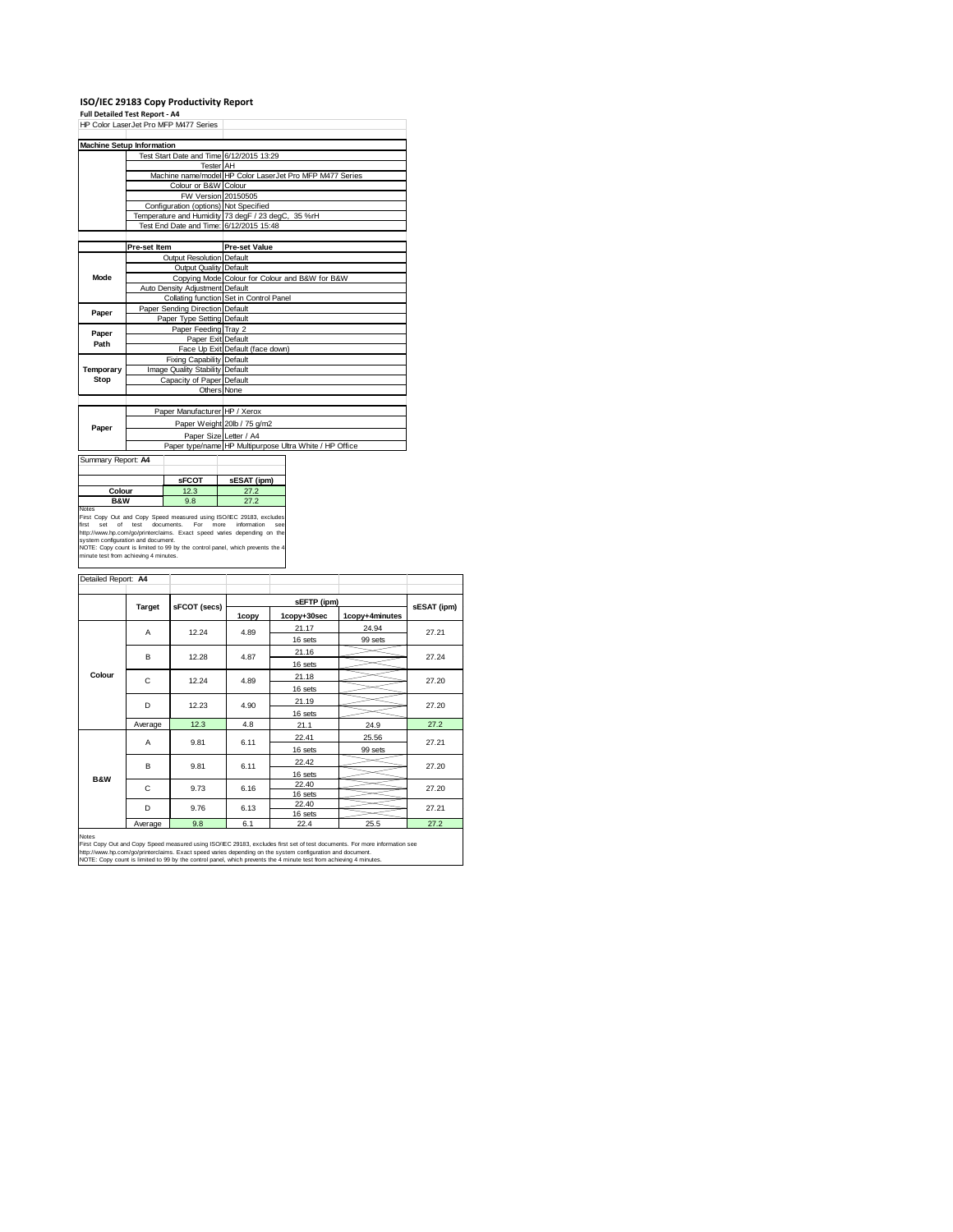# ISO/IEC 29183 Copy Productivity Report

**Full Detailed Test Report - A4**

HP Color LaserJet Pro MFP M477 Series

| Machine Setup Information | | |
|---|---|---|
| | Test Start Date and Time | 6/12/2015 13:29 |
| | Tester | AH |
| | Machine name/model | HP Color LaserJet Pro MFP M477 Series |
| | Colour or B&W | Colour |
| | FW Version | 20150505 |
| | Configuration (options) | Not Specified |
| | Temperature and Humidity | 73 degF / 23 degC, 35 %rH |
| | Test End Date and Time: | 6/12/2015 15:48 |

| | Pre-set Item | Pre-set Value |
|---|---|---|
| Mode | Output Resolution | Default |
| | Output Quality | Default |
| | Copying Mode | Colour for Colour and B&W for B&W |
| | Auto Density Adjustment | Default |
| | Collating function | Set in Control Panel |
| Paper | Paper Sending Direction | Default |
| | Paper Type Setting | Default |
| Paper Path | Paper Feeding | Tray 2 |
| | Paper Exit | Default |
| | Face Up Exit | Default (face down) |
| Temporary Stop | Fixing Capability | Default |
| | Image Quality Stability | Default |
| | Capacity of Paper | Default |
| | Others | None |

| | | |
|---|---|---|
| Paper | Paper Manufacturer | HP / Xerox |
| | Paper Weight | 20lb / 75 g/m2 |
| | Paper Size | Letter / A4 |
| | Paper type/name | HP Multipurpose Ultra White / HP Office |

Summary Report: **A4**

| | sFCOT | sESAT (ipm) |
|---|---|---|
| Colour | 12.3 | 27.2 |
| B&W | 9.8 | 27.2 |

Notes
First Copy Out and Copy Speed measured using ISO/IEC 29183, excludes first set of test documents. For more information see http://www.hp.com/go/printerclaims. Exact speed varies depending on the system configuration and document.
NOTE: Copy count is limited to 99 by the control panel, which prevents the 4 minute test from achieving 4 minutes.

Detailed Report: **A4**

| | Target | sFCOT (secs) | sEFTP (ipm) | | | sESAT (ipm) |
|---|---|---|---|---|---|---|
| | | | 1copy | 1copy+30sec | 1copy+4minutes | |
| Colour | A | 12.24 | 4.89 | 21.17 / 16 sets | 24.94 / 99 sets | 27.21 |
| | B | 12.28 | 4.87 | 21.16 / 16 sets | | 27.24 |
| | C | 12.24 | 4.89 | 21.18 / 16 sets | | 27.20 |
| | D | 12.23 | 4.90 | 21.19 / 16 sets | | 27.20 |
| | Average | 12.3 | 4.8 | 21.1 | 24.9 | 27.2 |
| B&W | A | 9.81 | 6.11 | 22.41 / 16 sets | 25.56 / 99 sets | 27.21 |
| | B | 9.81 | 6.11 | 22.42 / 16 sets | | 27.20 |
| | C | 9.73 | 6.16 | 22.40 / 16 sets | | 27.20 |
| | D | 9.76 | 6.13 | 22.40 / 16 sets | | 27.21 |
| | Average | 9.8 | 6.1 | 22.4 | 25.5 | 27.2 |

Notes
First Copy Out and Copy Speed measured using ISO/IEC 29183, excludes first set of test documents. For more information see http://www.hp.com/go/printerclaims. Exact speed varies depending on the system configuration and document.
NOTE: Copy count is limited to 99 by the control panel, which prevents the 4 minute test from achieving 4 minutes.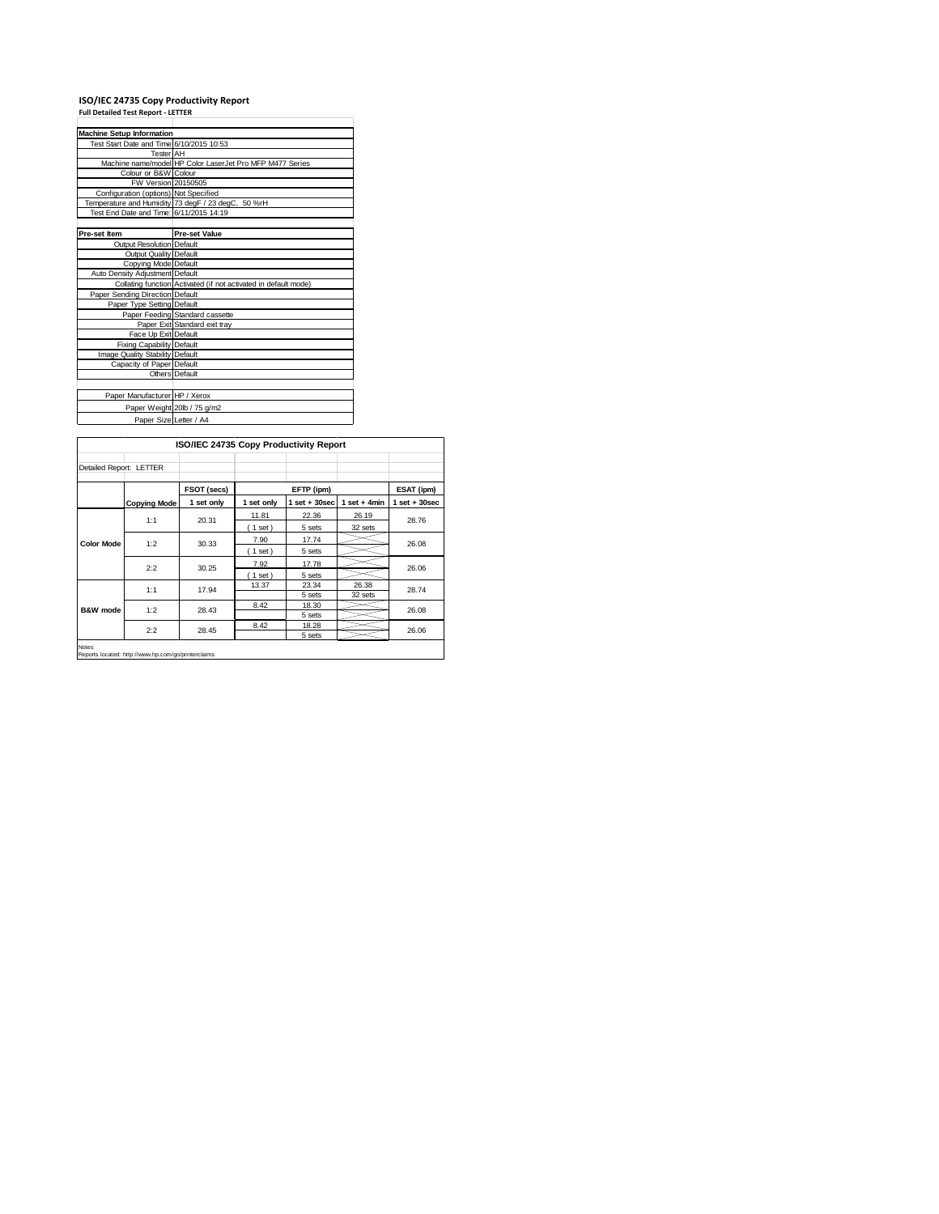# ISO/IEC 24735 Copy Productivity Report

**Full Detailed Test Report - LETTER**

| Machine Setup Information | |
|---|---|
| Test Start Date and Time | 6/10/2015 10:53 |
| Tester | AH |
| Machine name/model | HP Color LaserJet Pro MFP M477 Series |
| Colour or B&W | Colour |
| FW Version | 20150505 |
| Configuration (options) | Not Specified |
| Temperature and Humidity | 73 degF / 23 degC, 50 %rH |
| Test End Date and Time: | 6/11/2015 14:19 |

| Pre-set Item | Pre-set Value |
|---|---|
| Output Resolution | Default |
| Output Quality | Default |
| Copying Mode | Default |
| Auto Density Adjustment | Default |
| Collating function | Activated (if not activated in default mode) |
| Paper Sending Direction | Default |
| Paper Type Setting | Default |
| Paper Feeding | Standard cassette |
| Paper Exit | Standard exit tray |
| Face Up Exit | Default |
| Fixing Capability | Default |
| Image Quality Stability | Default |
| Capacity of Paper | Default |
| Others | Default |

| | |
|---|---|
| Paper Manufacturer | HP / Xerox |
| Paper Weight | 20lb / 75 g/m2 |
| Paper Size | Letter / A4 |

## ISO/IEC 24735 Copy Productivity Report

Detailed Report: LETTER

| | | FSOT (secs) | EFTP (ipm) | | | ESAT (ipm) |
|---|---|---|---|---|---|---|
| | Copying Mode | 1 set only | 1 set only | 1 set + 30sec | 1 set + 4min | 1 set + 30sec |
| Color Mode | 1:1 | 20.31 | 11.81 | 22.36 | 26.19 | 28.76 |
| | | | ( 1 set ) | 5 sets | 32 sets | |
| | 1:2 | 30.33 | 7.90 | 17.74 | | 26.08 |
| | | | ( 1 set ) | 5 sets | | |
| | 2:2 | 30.25 | 7.92 | 17.78 | | 26.06 |
| | | | ( 1 set ) | 5 sets | | |
| B&W mode | 1:1 | 17.94 | 13.37 | 23.34 | 26.38 | 28.74 |
| | | | | 5 sets | 32 sets | |
| | 1:2 | 28.43 | 8.42 | 18.30 | | 26.08 |
| | | | | 5 sets | | |
| | 2:2 | 28.45 | 8.42 | 18.28 | | 26.06 |
| | | | | 5 sets | | |

Notes
Reports located: http://www.hp.com/go/printerclaims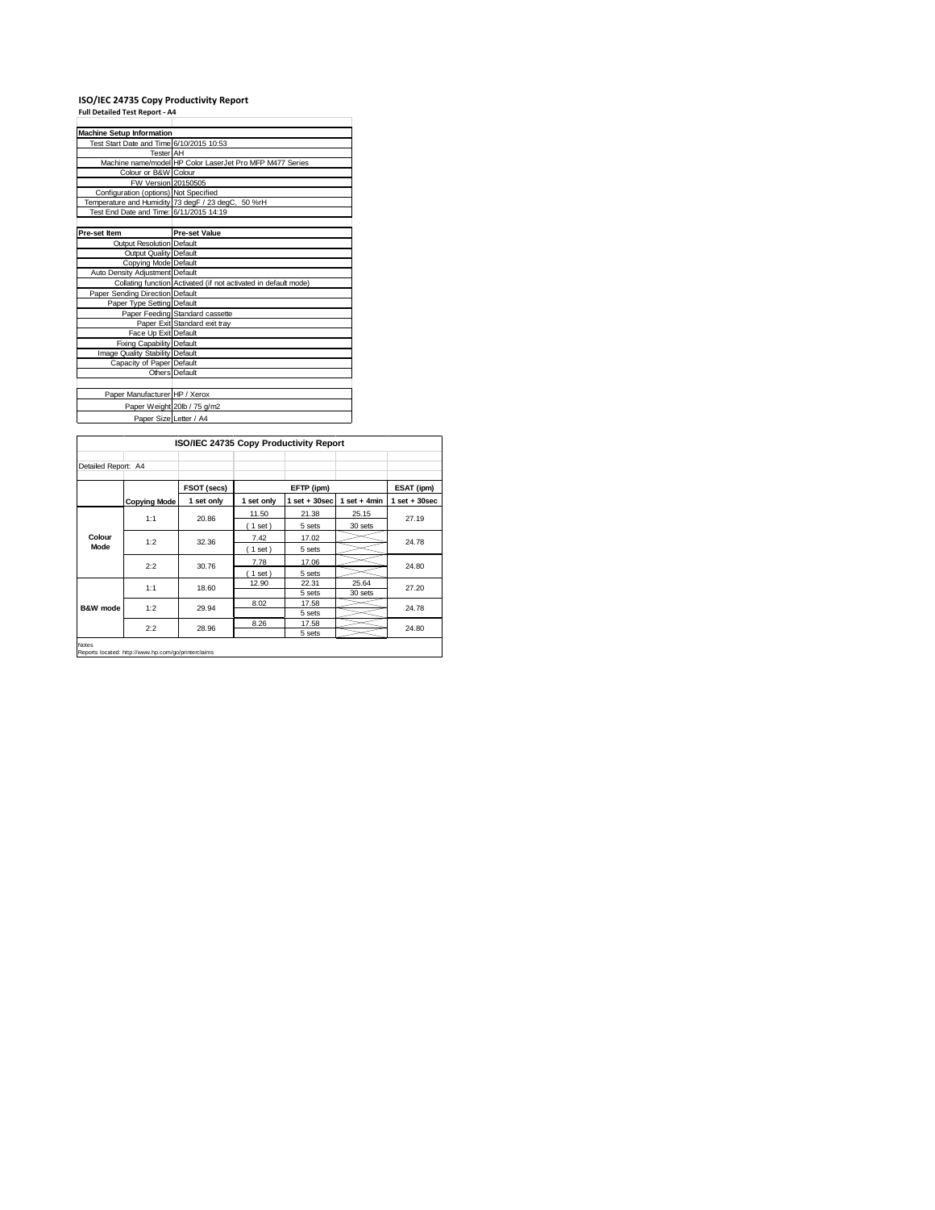# ISO/IEC 24735 Copy Productivity Report

**Full Detailed Test Report - A4**

| Machine Setup Information | |
|---|---|
| Test Start Date and Time | 6/10/2015 10:53 |
| Tester | AH |
| Machine name/model | HP Color LaserJet Pro MFP M477 Series |
| Colour or B&W | Colour |
| FW Version | 20150505 |
| Configuration (options) | Not Specified |
| Temperature and Humidity | 73 degF / 23 degC, 50 %rH |
| Test End Date and Time: | 6/11/2015 14:19 |

| Pre-set Item | Pre-set Value |
|---|---|
| Output Resolution | Default |
| Output Quality | Default |
| Copying Mode | Default |
| Auto Density Adjustment | Default |
| Collating function | Activated (if not activated in default mode) |
| Paper Sending Direction | Default |
| Paper Type Setting | Default |
| Paper Feeding | Standard cassette |
| Paper Exit | Standard exit tray |
| Face Up Exit | Default |
| Fixing Capability | Default |
| Image Quality Stability | Default |
| Capacity of Paper | Default |
| Others | Default |

| | |
|---|---|
| Paper Manufacturer | HP / Xerox |
| Paper Weight | 20lb / 75 g/m2 |
| Paper Size | Letter / A4 |

**ISO/IEC 24735 Copy Productivity Report**

Detailed Report: A4

| | | FSOT (secs) | EFTP (ipm) | | | ESAT (ipm) |
|---|---|---|---|---|---|---|
| | Copying Mode | 1 set only | 1 set only | 1 set + 30sec | 1 set + 4min | 1 set + 30sec |
| Colour Mode | 1:1 | 20.86 | 11.50 | 21.38 | 25.15 | 27.19 |
| | | | ( 1 set ) | 5 sets | 30 sets | |
| | 1:2 | 32.36 | 7.42 | 17.02 | | 24.78 |
| | | | ( 1 set ) | 5 sets | | |
| | 2:2 | 30.76 | 7.78 | 17.06 | | 24.80 |
| | | | ( 1 set ) | 5 sets | | |
| B&W mode | 1:1 | 18.60 | 12.90 | 22.31 | 25.64 | 27.20 |
| | | | | 5 sets | 30 sets | |
| | 1:2 | 29.94 | 8.02 | 17.58 | | 24.78 |
| | | | | 5 sets | | |
| | 2:2 | 28.96 | 8.26 | 17.58 | | 24.80 |
| | | | | 5 sets | | |

Notes

Reports located: http://www.hp.com/go/printerclaims